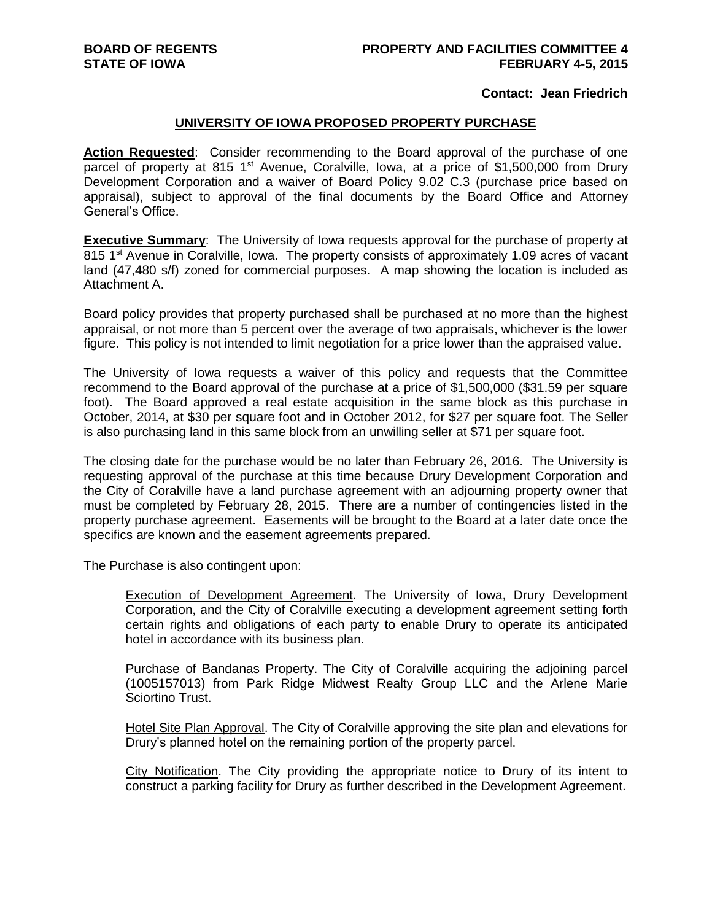**BOARD OF REGENTS**
**STATE OF IOWA**

**PROPERTY AND FACILITIES COMMITTEE 4**
**FEBRUARY 4-5, 2015**

**Contact: Jean Friedrich**

## UNIVERSITY OF IOWA PROPOSED PROPERTY PURCHASE

**Action Requested**: Consider recommending to the Board approval of the purchase of one parcel of property at 815 1st Avenue, Coralville, Iowa, at a price of $1,500,000 from Drury Development Corporation and a waiver of Board Policy 9.02 C.3 (purchase price based on appraisal), subject to approval of the final documents by the Board Office and Attorney General's Office.

**Executive Summary**: The University of Iowa requests approval for the purchase of property at 815 1st Avenue in Coralville, Iowa. The property consists of approximately 1.09 acres of vacant land (47,480 s/f) zoned for commercial purposes. A map showing the location is included as Attachment A.

Board policy provides that property purchased shall be purchased at no more than the highest appraisal, or not more than 5 percent over the average of two appraisals, whichever is the lower figure. This policy is not intended to limit negotiation for a price lower than the appraised value.

The University of Iowa requests a waiver of this policy and requests that the Committee recommend to the Board approval of the purchase at a price of $1,500,000 ($31.59 per square foot). The Board approved a real estate acquisition in the same block as this purchase in October, 2014, at $30 per square foot and in October 2012, for $27 per square foot. The Seller is also purchasing land in this same block from an unwilling seller at $71 per square foot.

The closing date for the purchase would be no later than February 26, 2016. The University is requesting approval of the purchase at this time because Drury Development Corporation and the City of Coralville have a land purchase agreement with an adjourning property owner that must be completed by February 28, 2015. There are a number of contingencies listed in the property purchase agreement. Easements will be brought to the Board at a later date once the specifics are known and the easement agreements prepared.

The Purchase is also contingent upon:

Execution of Development Agreement. The University of Iowa, Drury Development Corporation, and the City of Coralville executing a development agreement setting forth certain rights and obligations of each party to enable Drury to operate its anticipated hotel in accordance with its business plan.

Purchase of Bandanas Property. The City of Coralville acquiring the adjoining parcel (1005157013) from Park Ridge Midwest Realty Group LLC and the Arlene Marie Sciortino Trust.

Hotel Site Plan Approval. The City of Coralville approving the site plan and elevations for Drury's planned hotel on the remaining portion of the property parcel.

City Notification. The City providing the appropriate notice to Drury of its intent to construct a parking facility for Drury as further described in the Development Agreement.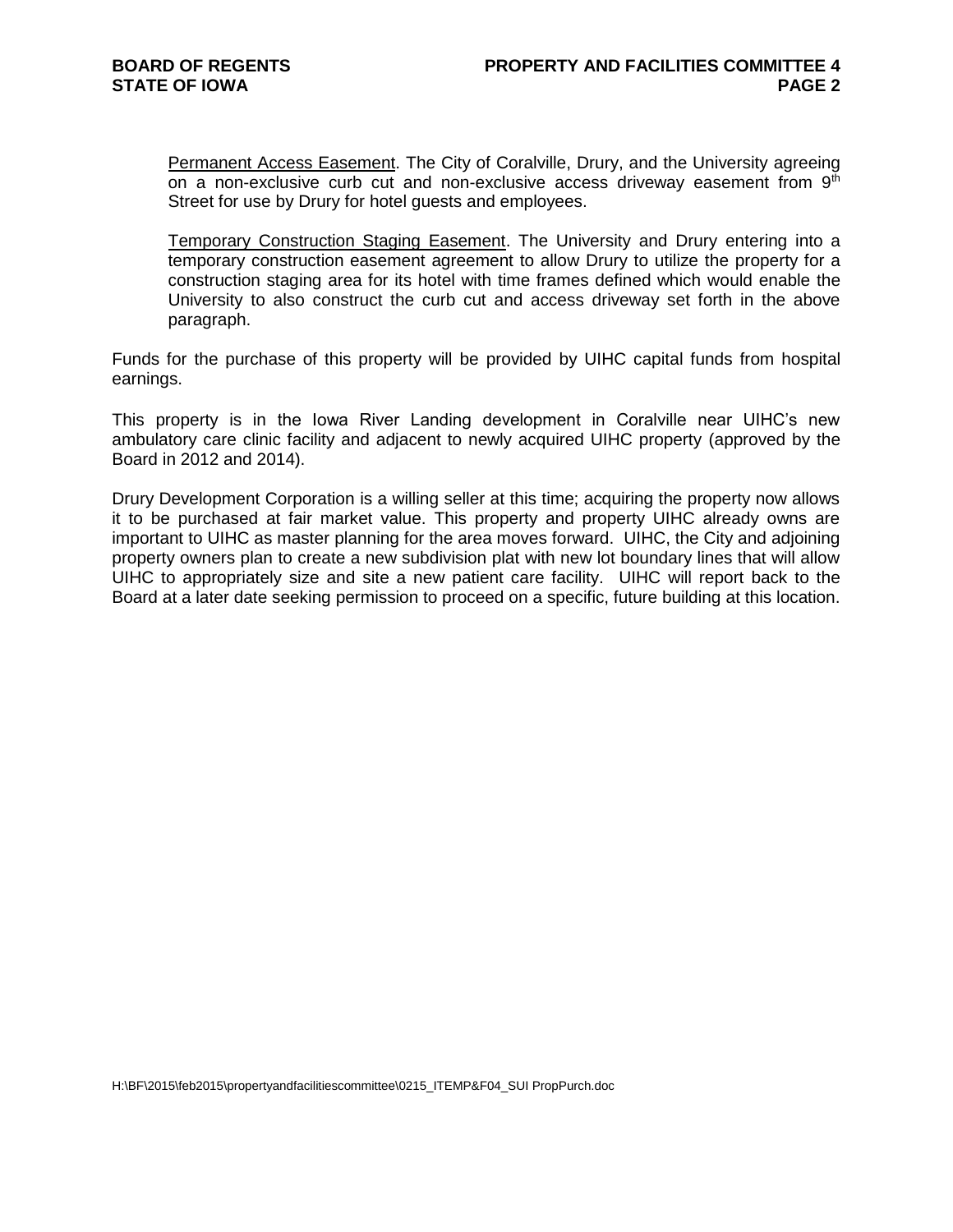Permanent Access Easement. The City of Coralville, Drury, and the University agreeing on a non-exclusive curb cut and non-exclusive access driveway easement from 9th Street for use by Drury for hotel guests and employees.

Temporary Construction Staging Easement. The University and Drury entering into a temporary construction easement agreement to allow Drury to utilize the property for a construction staging area for its hotel with time frames defined which would enable the University to also construct the curb cut and access driveway set forth in the above paragraph.

Funds for the purchase of this property will be provided by UIHC capital funds from hospital earnings.

This property is in the Iowa River Landing development in Coralville near UIHC's new ambulatory care clinic facility and adjacent to newly acquired UIHC property (approved by the Board in 2012 and 2014).

Drury Development Corporation is a willing seller at this time; acquiring the property now allows it to be purchased at fair market value. This property and property UIHC already owns are important to UIHC as master planning for the area moves forward. UIHC, the City and adjoining property owners plan to create a new subdivision plat with new lot boundary lines that will allow UIHC to appropriately size and site a new patient care facility. UIHC will report back to the Board at a later date seeking permission to proceed on a specific, future building at this location.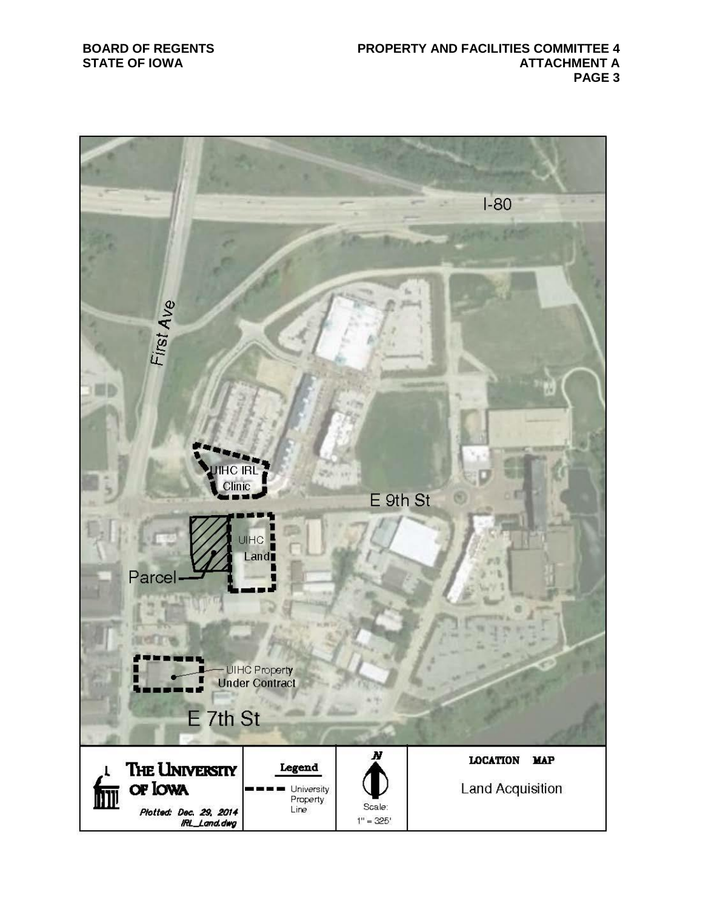I-80

First Ave

UIHC IRL Clinic

E 9th St

UIHC Land

Parcel

UIHC Property Under Contract

E 7th St

THE UNIVERSITY OF IOWA

*Plotted: Dec. 29, 2014*
*IRL_Land.dwg*

**Legend**

University Property Line

N

Scale:
1" = 325'

**LOCATION MAP**

Land Acquisition